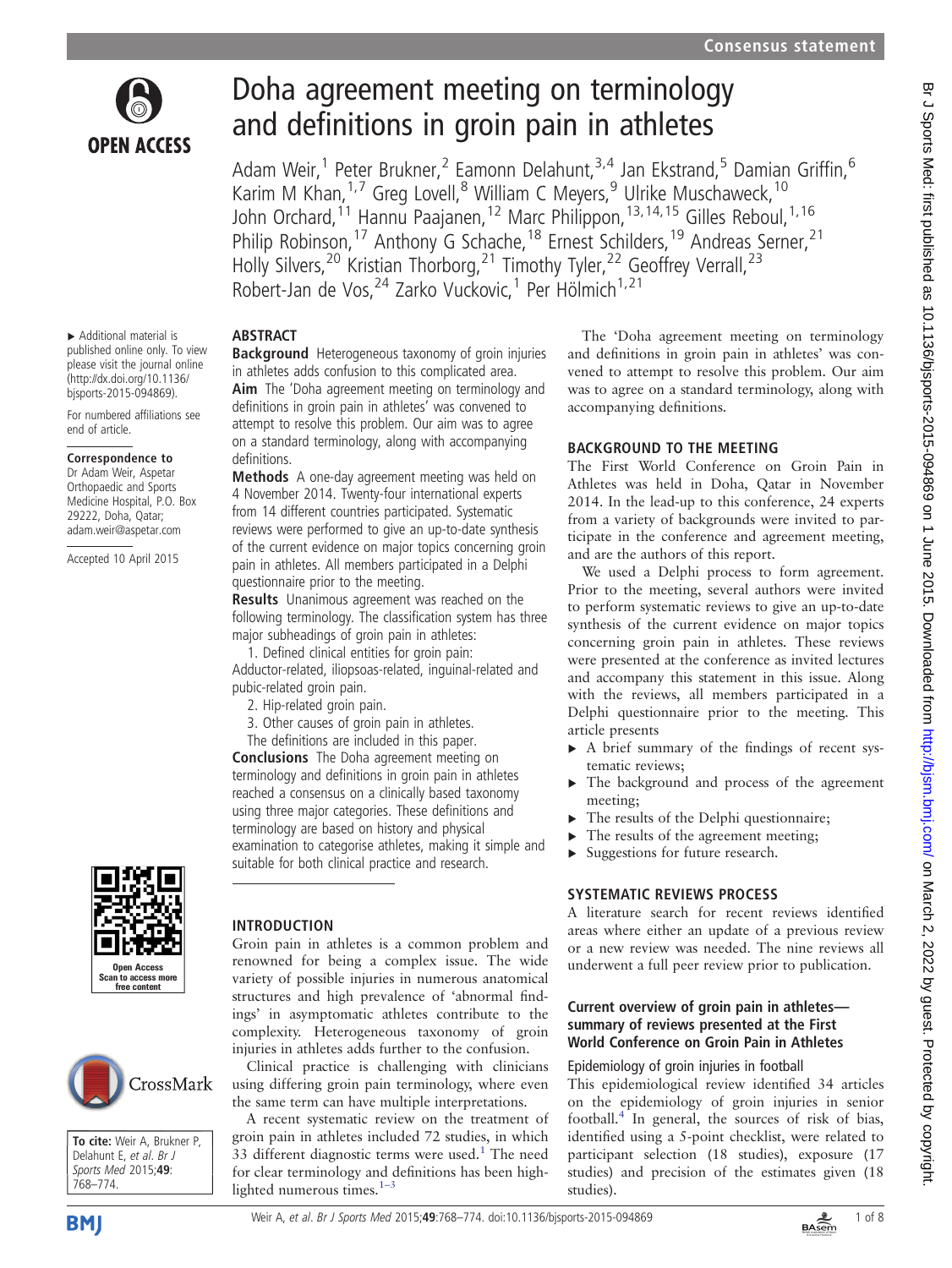# Doha agreement meeting on terminology and definitions in groin pain in athletes

Adam Weir,[1] Peter Brukner,[2] Eamonn Delahunt,[3,4] Jan Ekstrand,[5] Damian Griffin,[6] Karim M Khan,[1,7] Greg Lovell,[8] William C Meyers,[9] Ulrike Muschaweck,[10] John Orchard,[11] Hannu Paajanen,[12] Marc Philippon,[13,14,15] Gilles Reboul,[1,16] Philip Robinson,[17] Anthony G Schache,[18] Ernest Schilders,[19] Andreas Serner,[21] Holly Silvers,[20] Kristian Thorborg,[21] Timothy Tyler,[22] Geoffrey Verrall,[23] Robert-Jan de Vos,[24] Zarko Vuckovic,[1] Per Hölmich[1,21]

▸ Additional material is published online only. To view please visit the journal online (http://dx.doi.org/10.1136/bjsports-2015-094869).

For numbered affiliations see end of article.

**Correspondence to**
Dr Adam Weir, Aspetar Orthopaedic and Sports Medicine Hospital, P.O. Box 29222, Doha, Qatar; adam.weir@aspetar.com

Accepted 10 April 2015

**To cite:** Weir A, Brukner P, Delahunt E, *et al*. *Br J Sports Med* 2015;**49**:768–774.

## ABSTRACT

**Background** Heterogeneous taxonomy of groin injuries in athletes adds confusion to this complicated area.

**Aim** The 'Doha agreement meeting on terminology and definitions in groin pain in athletes' was convened to attempt to resolve this problem. Our aim was to agree on a standard terminology, along with accompanying definitions.

**Methods** A one-day agreement meeting was held on 4 November 2014. Twenty-four international experts from 14 different countries participated. Systematic reviews were performed to give an up-to-date synthesis of the current evidence on major topics concerning groin pain in athletes. All members participated in a Delphi questionnaire prior to the meeting.

**Results** Unanimous agreement was reached on the following terminology. The classification system has three major subheadings of groin pain in athletes:

1. Defined clinical entities for groin pain: Adductor-related, iliopsoas-related, inguinal-related and pubic-related groin pain.
2. Hip-related groin pain.
3. Other causes of groin pain in athletes.

The definitions are included in this paper.

**Conclusions** The Doha agreement meeting on terminology and definitions in groin pain in athletes reached a consensus on a clinically based taxonomy using three major categories. These definitions and terminology are based on history and physical examination to categorise athletes, making it simple and suitable for both clinical practice and research.

## INTRODUCTION

Groin pain in athletes is a common problem and renowned for being a complex issue. The wide variety of possible injuries in numerous anatomical structures and high prevalence of 'abnormal findings' in asymptomatic athletes contribute to the complexity. Heterogeneous taxonomy of groin injuries in athletes adds further to the confusion.

Clinical practice is challenging with clinicians using differing groin pain terminology, where even the same term can have multiple interpretations.

A recent systematic review on the treatment of groin pain in athletes included 72 studies, in which 33 different diagnostic terms were used.[1] The need for clear terminology and definitions has been highlighted numerous times.[1–3]

The 'Doha agreement meeting on terminology and definitions in groin pain in athletes' was convened to attempt to resolve this problem. Our aim was to agree on a standard terminology, along with accompanying definitions.

## BACKGROUND TO THE MEETING

The First World Conference on Groin Pain in Athletes was held in Doha, Qatar in November 2014. In the lead-up to this conference, 24 experts from a variety of backgrounds were invited to participate in the conference and agreement meeting, and are the authors of this report.

We used a Delphi process to form agreement. Prior to the meeting, several authors were invited to perform systematic reviews to give an up-to-date synthesis of the current evidence on major topics concerning groin pain in athletes. These reviews were presented at the conference as invited lectures and accompany this statement in this issue. Along with the reviews, all members participated in a Delphi questionnaire prior to the meeting. This article presents

- A brief summary of the findings of recent systematic reviews;
- The background and process of the agreement meeting;
- The results of the Delphi questionnaire;
- The results of the agreement meeting;
- Suggestions for future research.

## SYSTEMATIC REVIEWS PROCESS

A literature search for recent reviews identified areas where either an update of a previous review or a new review was needed. The nine reviews all underwent a full peer review prior to publication.

### Current overview of groin pain in athletes—summary of reviews presented at the First World Conference on Groin Pain in Athletes

#### Epidemiology of groin injuries in football

This epidemiological review identified 34 articles on the epidemiology of groin injuries in senior football.[4] In general, the sources of risk of bias, identified using a 5-point checklist, were related to participant selection (18 studies), exposure (17 studies) and precision of the estimates given (18 studies).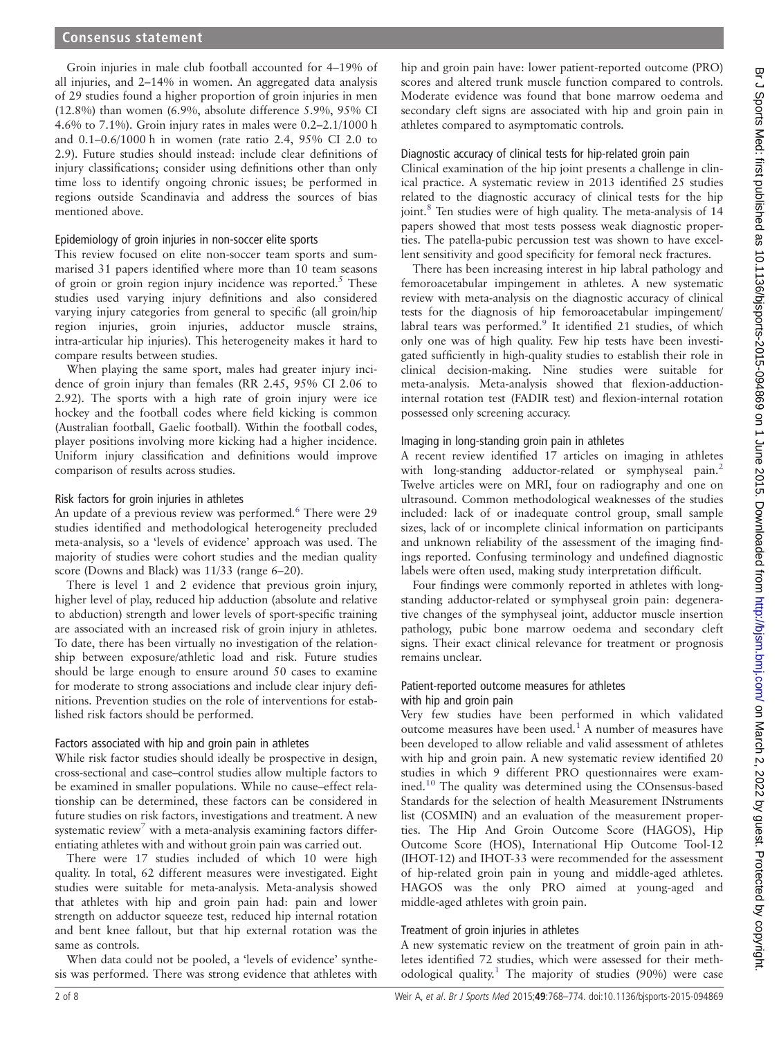Groin injuries in male club football accounted for 4–19% of all injuries, and 2–14% in women. An aggregated data analysis of 29 studies found a higher proportion of groin injuries in men (12.8%) than women (6.9%, absolute difference 5.9%, 95% CI 4.6% to 7.1%). Groin injury rates in males were 0.2–2.1/1000 h and 0.1–0.6/1000 h in women (rate ratio 2.4, 95% CI 2.0 to 2.9). Future studies should instead: include clear definitions of injury classifications; consider using definitions other than only time loss to identify ongoing chronic issues; be performed in regions outside Scandinavia and address the sources of bias mentioned above.

### Epidemiology of groin injuries in non-soccer elite sports

This review focused on elite non-soccer team sports and summarised 31 papers identified where more than 10 team seasons of groin or groin region injury incidence was reported.[5] These studies used varying injury definitions and also considered varying injury categories from general to specific (all groin/hip region injuries, groin injuries, adductor muscle strains, intra-articular hip injuries). This heterogeneity makes it hard to compare results between studies.

When playing the same sport, males had greater injury incidence of groin injury than females (RR 2.45, 95% CI 2.06 to 2.92). The sports with a high rate of groin injury were ice hockey and the football codes where field kicking is common (Australian football, Gaelic football). Within the football codes, player positions involving more kicking had a higher incidence. Uniform injury classification and definitions would improve comparison of results across studies.

### Risk factors for groin injuries in athletes

An update of a previous review was performed.[6] There were 29 studies identified and methodological heterogeneity precluded meta-analysis, so a 'levels of evidence' approach was used. The majority of studies were cohort studies and the median quality score (Downs and Black) was 11/33 (range 6–20).

There is level 1 and 2 evidence that previous groin injury, higher level of play, reduced hip adduction (absolute and relative to abduction) strength and lower levels of sport-specific training are associated with an increased risk of groin injury in athletes. To date, there has been virtually no investigation of the relationship between exposure/athletic load and risk. Future studies should be large enough to ensure around 50 cases to examine for moderate to strong associations and include clear injury definitions. Prevention studies on the role of interventions for established risk factors should be performed.

### Factors associated with hip and groin pain in athletes

While risk factor studies should ideally be prospective in design, cross-sectional and case–control studies allow multiple factors to be examined in smaller populations. While no cause–effect relationship can be determined, these factors can be considered in future studies on risk factors, investigations and treatment. A new systematic review[7] with a meta-analysis examining factors differentiating athletes with and without groin pain was carried out.

There were 17 studies included of which 10 were high quality. In total, 62 different measures were investigated. Eight studies were suitable for meta-analysis. Meta-analysis showed that athletes with hip and groin pain had: pain and lower strength on adductor squeeze test, reduced hip internal rotation and bent knee fallout, but that hip external rotation was the same as controls.

When data could not be pooled, a 'levels of evidence' synthesis was performed. There was strong evidence that athletes with hip and groin pain have: lower patient-reported outcome (PRO) scores and altered trunk muscle function compared to controls. Moderate evidence was found that bone marrow oedema and secondary cleft signs are associated with hip and groin pain in athletes compared to asymptomatic controls.

### Diagnostic accuracy of clinical tests for hip-related groin pain

Clinical examination of the hip joint presents a challenge in clinical practice. A systematic review in 2013 identified 25 studies related to the diagnostic accuracy of clinical tests for the hip joint.[8] Ten studies were of high quality. The meta-analysis of 14 papers showed that most tests possess weak diagnostic properties. The patella-pubic percussion test was shown to have excellent sensitivity and good specificity for femoral neck fractures.

There has been increasing interest in hip labral pathology and femoroacetabular impingement in athletes. A new systematic review with meta-analysis on the diagnostic accuracy of clinical tests for the diagnosis of hip femoroacetabular impingement/labral tears was performed.[9] It identified 21 studies, of which only one was of high quality. Few hip tests have been investigated sufficiently in high-quality studies to establish their role in clinical decision-making. Nine studies were suitable for meta-analysis. Meta-analysis showed that flexion-adduction-internal rotation test (FADIR test) and flexion-internal rotation possessed only screening accuracy.

### Imaging in long-standing groin pain in athletes

A recent review identified 17 articles on imaging in athletes with long-standing adductor-related or symphyseal pain.[2] Twelve articles were on MRI, four on radiography and one on ultrasound. Common methodological weaknesses of the studies included: lack of or inadequate control group, small sample sizes, lack of or incomplete clinical information on participants and unknown reliability of the assessment of the imaging findings reported. Confusing terminology and undefined diagnostic labels were often used, making study interpretation difficult.

Four findings were commonly reported in athletes with long-standing adductor-related or symphyseal groin pain: degenerative changes of the symphyseal joint, adductor muscle insertion pathology, pubic bone marrow oedema and secondary cleft signs. Their exact clinical relevance for treatment or prognosis remains unclear.

### Patient-reported outcome measures for athletes with hip and groin pain

Very few studies have been performed in which validated outcome measures have been used.[1] A number of measures have been developed to allow reliable and valid assessment of athletes with hip and groin pain. A new systematic review identified 20 studies in which 9 different PRO questionnaires were examined.[10] The quality was determined using the COnsensus-based Standards for the selection of health Measurement INstruments list (COSMIN) and an evaluation of the measurement properties. The Hip And Groin Outcome Score (HAGOS), Hip Outcome Score (HOS), International Hip Outcome Tool-12 (IHOT-12) and IHOT-33 were recommended for the assessment of hip-related groin pain in young and middle-aged athletes. HAGOS was the only PRO aimed at young-aged and middle-aged athletes with groin pain.

### Treatment of groin injuries in athletes

A new systematic review on the treatment of groin pain in athletes identified 72 studies, which were assessed for their methodological quality.[1] The majority of studies (90%) were case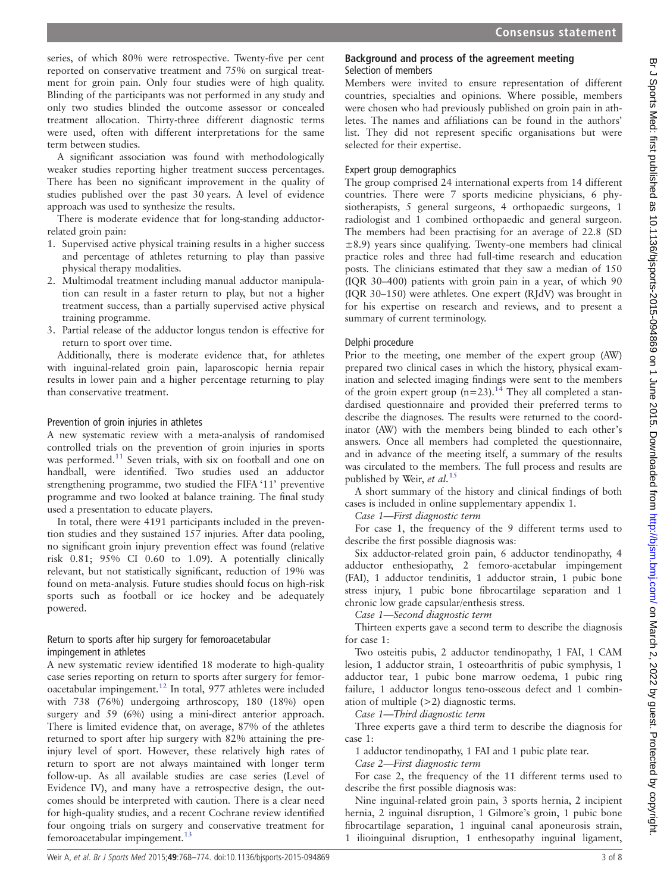series, of which 80% were retrospective. Twenty-five per cent reported on conservative treatment and 75% on surgical treatment for groin pain. Only four studies were of high quality. Blinding of the participants was not performed in any study and only two studies blinded the outcome assessor or concealed treatment allocation. Thirty-three different diagnostic terms were used, often with different interpretations for the same term between studies.

A significant association was found with methodologically weaker studies reporting higher treatment success percentages. There has been no significant improvement in the quality of studies published over the past 30 years. A level of evidence approach was used to synthesize the results.

There is moderate evidence that for long-standing adductor-related groin pain:

1. Supervised active physical training results in a higher success and percentage of athletes returning to play than passive physical therapy modalities.
2. Multimodal treatment including manual adductor manipulation can result in a faster return to play, but not a higher treatment success, than a partially supervised active physical training programme.
3. Partial release of the adductor longus tendon is effective for return to sport over time.

Additionally, there is moderate evidence that, for athletes with inguinal-related groin pain, laparoscopic hernia repair results in lower pain and a higher percentage returning to play than conservative treatment.

### Prevention of groin injuries in athletes

A new systematic review with a meta-analysis of randomised controlled trials on the prevention of groin injuries in sports was performed.[11] Seven trials, with six on football and one on handball, were identified. Two studies used an adductor strengthening programme, two studied the FIFA '11' preventive programme and two looked at balance training. The final study used a presentation to educate players.

In total, there were 4191 participants included in the prevention studies and they sustained 157 injuries. After data pooling, no significant groin injury prevention effect was found (relative risk 0.81; 95% CI 0.60 to 1.09). A potentially clinically relevant, but not statistically significant, reduction of 19% was found on meta-analysis. Future studies should focus on high-risk sports such as football or ice hockey and be adequately powered.

### Return to sports after hip surgery for femoroacetabular impingement in athletes

A new systematic review identified 18 moderate to high-quality case series reporting on return to sports after surgery for femoroacetabular impingement.[12] In total, 977 athletes were included with 738 (76%) undergoing arthroscopy, 180 (18%) open surgery and 59 (6%) using a mini-direct anterior approach. There is limited evidence that, on average, 87% of the athletes returned to sport after hip surgery with 82% attaining the pre-injury level of sport. However, these relatively high rates of return to sport are not always maintained with longer term follow-up. As all available studies are case series (Level of Evidence IV), and many have a retrospective design, the outcomes should be interpreted with caution. There is a clear need for high-quality studies, and a recent Cochrane review identified four ongoing trials on surgery and conservative treatment for femoroacetabular impingement.[13]

## Background and process of the agreement meeting

### Selection of members

Members were invited to ensure representation of different countries, specialties and opinions. Where possible, members were chosen who had previously published on groin pain in athletes. The names and affiliations can be found in the authors' list. They did not represent specific organisations but were selected for their expertise.

### Expert group demographics

The group comprised 24 international experts from 14 different countries. There were 7 sports medicine physicians, 6 physiotherapists, 5 general surgeons, 4 orthopaedic surgeons, 1 radiologist and 1 combined orthopaedic and general surgeon. The members had been practising for an average of 22.8 (SD ±8.9) years since qualifying. Twenty-one members had clinical practice roles and three had full-time research and education posts. The clinicians estimated that they saw a median of 150 (IQR 30–400) patients with groin pain in a year, of which 90 (IQR 30–150) were athletes. One expert (RJdV) was brought in for his expertise on research and reviews, and to present a summary of current terminology.

### Delphi procedure

Prior to the meeting, one member of the expert group (AW) prepared two clinical cases in which the history, physical examination and selected imaging findings were sent to the members of the groin expert group (n=23).[14] They all completed a standardised questionnaire and provided their preferred terms to describe the diagnoses. The results were returned to the coordinator (AW) with the members being blinded to each other's answers. Once all members had completed the questionnaire, and in advance of the meeting itself, a summary of the results was circulated to the members. The full process and results are published by Weir, *et al*.[15]

A short summary of the history and clinical findings of both cases is included in online supplementary appendix 1.

*Case 1—First diagnostic term*

For case 1, the frequency of the 9 different terms used to describe the first possible diagnosis was:

Six adductor-related groin pain, 6 adductor tendinopathy, 4 adductor enthesiopathy, 2 femoro-acetabular impingement (FAI), 1 adductor tendinitis, 1 adductor strain, 1 pubic bone stress injury, 1 pubic bone fibrocartilage separation and 1 chronic low grade capsular/enthesis stress.

*Case 1—Second diagnostic term*

Thirteen experts gave a second term to describe the diagnosis for case 1:

Two osteitis pubis, 2 adductor tendinopathy, 1 FAI, 1 CAM lesion, 1 adductor strain, 1 osteoarthritis of pubic symphysis, 1 adductor tear, 1 pubic bone marrow oedema, 1 pubic ring failure, 1 adductor longus teno-osseous defect and 1 combination of multiple (>2) diagnostic terms.

*Case 1—Third diagnostic term*

Three experts gave a third term to describe the diagnosis for case 1:

1 adductor tendinopathy, 1 FAI and 1 pubic plate tear.

*Case 2—First diagnostic term*

For case 2, the frequency of the 11 different terms used to describe the first possible diagnosis was:

Nine inguinal-related groin pain, 3 sports hernia, 2 incipient hernia, 2 inguinal disruption, 1 Gilmore's groin, 1 pubic bone fibrocartilage separation, 1 inguinal canal aponeurosis strain, 1 ilioinguinal disruption, 1 enthesopathy inguinal ligament,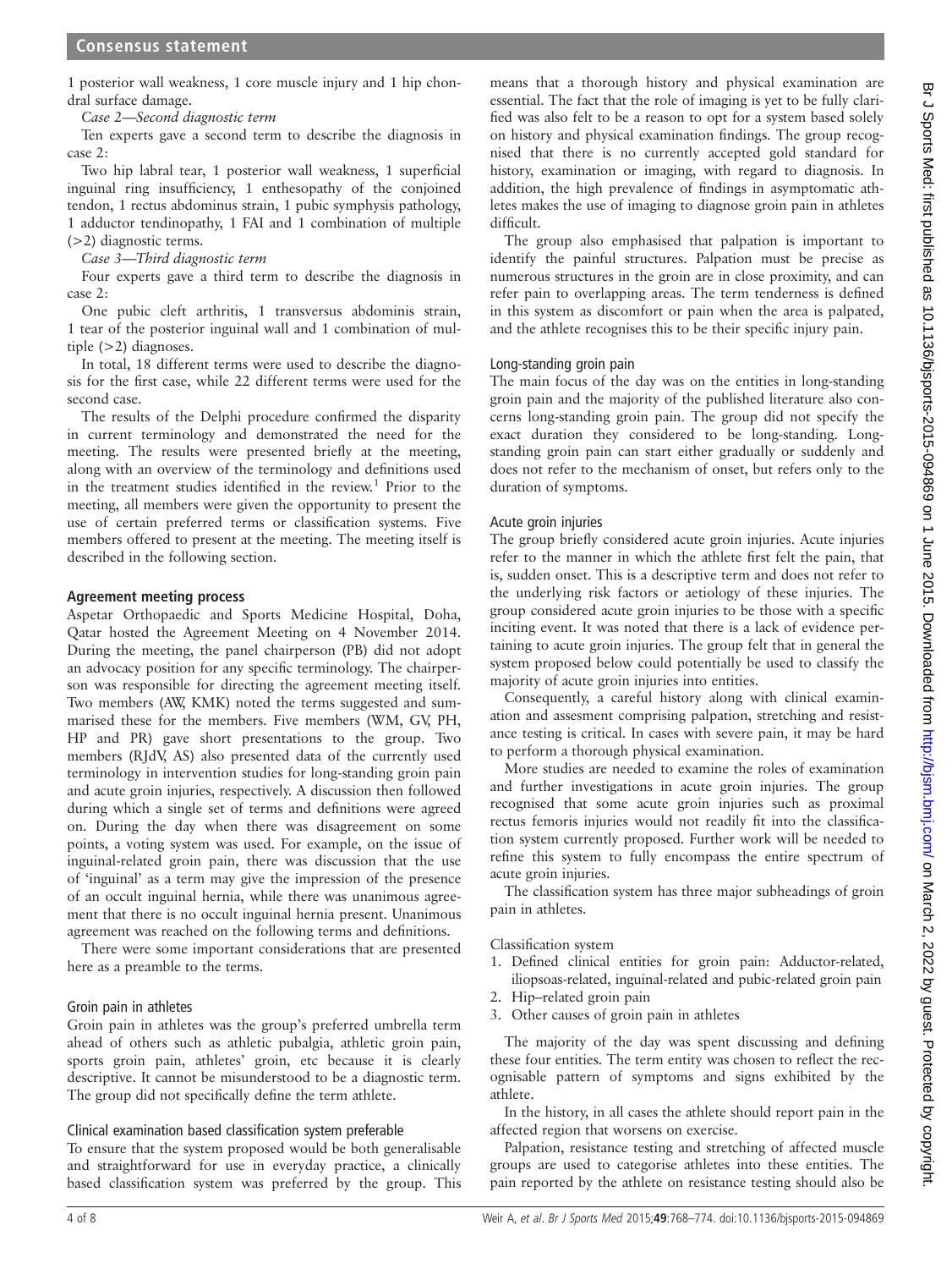1 posterior wall weakness, 1 core muscle injury and 1 hip chondral surface damage.

*Case 2—Second diagnostic term*

Ten experts gave a second term to describe the diagnosis in case 2:

Two hip labral tear, 1 posterior wall weakness, 1 superficial inguinal ring insufficiency, 1 enthesopathy of the conjoined tendon, 1 rectus abdominus strain, 1 pubic symphysis pathology, 1 adductor tendinopathy, 1 FAI and 1 combination of multiple (>2) diagnostic terms.

*Case 3—Third diagnostic term*

Four experts gave a third term to describe the diagnosis in case 2:

One pubic cleft arthritis, 1 transversus abdominis strain, 1 tear of the posterior inguinal wall and 1 combination of multiple (>2) diagnoses.

In total, 18 different terms were used to describe the diagnosis for the first case, while 22 different terms were used for the second case.

The results of the Delphi procedure confirmed the disparity in current terminology and demonstrated the need for the meeting. The results were presented briefly at the meeting, along with an overview of the terminology and definitions used in the treatment studies identified in the review.[1] Prior to the meeting, all members were given the opportunity to present the use of certain preferred terms or classification systems. Five members offered to present at the meeting. The meeting itself is described in the following section.

## Agreement meeting process

Aspetar Orthopaedic and Sports Medicine Hospital, Doha, Qatar hosted the Agreement Meeting on 4 November 2014. During the meeting, the panel chairperson (PB) did not adopt an advocacy position for any specific terminology. The chairperson was responsible for directing the agreement meeting itself. Two members (AW, KMK) noted the terms suggested and summarised these for the members. Five members (WM, GV, PH, HP and PR) gave short presentations to the group. Two members (RJdV, AS) also presented data of the currently used terminology in intervention studies for long-standing groin pain and acute groin injuries, respectively. A discussion then followed during which a single set of terms and definitions were agreed on. During the day when there was disagreement on some points, a voting system was used. For example, on the issue of inguinal-related groin pain, there was discussion that the use of 'inguinal' as a term may give the impression of the presence of an occult inguinal hernia, while there was unanimous agreement that there is no occult inguinal hernia present. Unanimous agreement was reached on the following terms and definitions.

There were some important considerations that are presented here as a preamble to the terms.

### Groin pain in athletes

Groin pain in athletes was the group's preferred umbrella term ahead of others such as athletic pubalgia, athletic groin pain, sports groin pain, athletes' groin, etc because it is clearly descriptive. It cannot be misunderstood to be a diagnostic term. The group did not specifically define the term athlete.

### Clinical examination based classification system preferable

To ensure that the system proposed would be both generalisable and straightforward for use in everyday practice, a clinically based classification system was preferred by the group. This means that a thorough history and physical examination are essential. The fact that the role of imaging is yet to be fully clarified was also felt to be a reason to opt for a system based solely on history and physical examination findings. The group recognised that there is no currently accepted gold standard for history, examination or imaging, with regard to diagnosis. In addition, the high prevalence of findings in asymptomatic athletes makes the use of imaging to diagnose groin pain in athletes difficult.

The group also emphasised that palpation is important to identify the painful structures. Palpation must be precise as numerous structures in the groin are in close proximity, and can refer pain to overlapping areas. The term tenderness is defined in this system as discomfort or pain when the area is palpated, and the athlete recognises this to be their specific injury pain.

### Long-standing groin pain

The main focus of the day was on the entities in long-standing groin pain and the majority of the published literature also concerns long-standing groin pain. The group did not specify the exact duration they considered to be long-standing. Long-standing groin pain can start either gradually or suddenly and does not refer to the mechanism of onset, but refers only to the duration of symptoms.

### Acute groin injuries

The group briefly considered acute groin injuries. Acute injuries refer to the manner in which the athlete first felt the pain, that is, sudden onset. This is a descriptive term and does not refer to the underlying risk factors or aetiology of these injuries. The group considered acute groin injuries to be those with a specific inciting event. It was noted that there is a lack of evidence pertaining to acute groin injuries. The group felt that in general the system proposed below could potentially be used to classify the majority of acute groin injuries into entities.

Consequently, a careful history along with clinical examination and assessment comprising palpation, stretching and resistance testing is critical. In cases with severe pain, it may be hard to perform a thorough physical examination.

More studies are needed to examine the roles of examination and further investigations in acute groin injuries. The group recognised that some acute groin injuries such as proximal rectus femoris injuries would not readily fit into the classification system currently proposed. Further work will be needed to refine this system to fully encompass the entire spectrum of acute groin injuries.

The classification system has three major subheadings of groin pain in athletes.

### Classification system

1. Defined clinical entities for groin pain: Adductor-related, iliopsoas-related, inguinal-related and pubic-related groin pain
2. Hip–related groin pain
3. Other causes of groin pain in athletes

The majority of the day was spent discussing and defining these four entities. The term entity was chosen to reflect the recognisable pattern of symptoms and signs exhibited by the athlete.

In the history, in all cases the athlete should report pain in the affected region that worsens on exercise.

Palpation, resistance testing and stretching of affected muscle groups are used to categorise athletes into these entities. The pain reported by the athlete on resistance testing should also be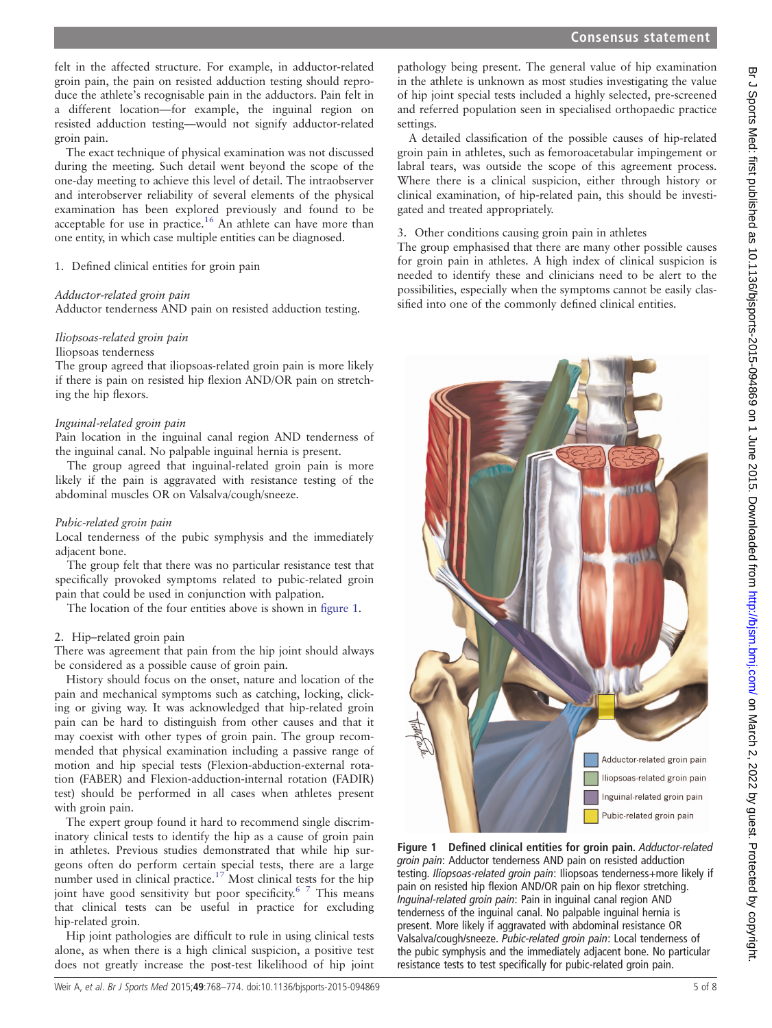felt in the affected structure. For example, in adductor-related groin pain, the pain on resisted adduction testing should reproduce the athlete's recognisable pain in the adductors. Pain felt in a different location—for example, the inguinal region on resisted adduction testing—would not signify adductor-related groin pain.

The exact technique of physical examination was not discussed during the meeting. Such detail went beyond the scope of the one-day meeting to achieve this level of detail. The intraobserver and interobserver reliability of several elements of the physical examination has been explored previously and found to be acceptable for use in practice.[16] An athlete can have more than one entity, in which case multiple entities can be diagnosed.

1. Defined clinical entities for groin pain

*Adductor-related groin pain*
Adductor tenderness AND pain on resisted adduction testing.

*Iliopsoas-related groin pain*
Iliopsoas tenderness
The group agreed that iliopsoas-related groin pain is more likely if there is pain on resisted hip flexion AND/OR pain on stretching the hip flexors.

*Inguinal-related groin pain*
Pain location in the inguinal canal region AND tenderness of the inguinal canal. No palpable inguinal hernia is present.

The group agreed that inguinal-related groin pain is more likely if the pain is aggravated with resistance testing of the abdominal muscles OR on Valsalva/cough/sneeze.

*Pubic-related groin pain*
Local tenderness of the pubic symphysis and the immediately adjacent bone.

The group felt that there was no particular resistance test that specifically provoked symptoms related to pubic-related groin pain that could be used in conjunction with palpation.

The location of the four entities above is shown in figure 1.

2. Hip–related groin pain
There was agreement that pain from the hip joint should always be considered as a possible cause of groin pain.

History should focus on the onset, nature and location of the pain and mechanical symptoms such as catching, locking, clicking or giving way. It was acknowledged that hip-related groin pain can be hard to distinguish from other causes and that it may coexist with other types of groin pain. The group recommended that physical examination including a passive range of motion and hip special tests (Flexion-abduction-external rotation (FABER) and Flexion-adduction-internal rotation (FADIR) test) should be performed in all cases when athletes present with groin pain.

The expert group found it hard to recommend single discriminatory clinical tests to identify the hip as a cause of groin pain in athletes. Previous studies demonstrated that while hip surgeons often do perform certain special tests, there are a large number used in clinical practice.[17] Most clinical tests for the hip joint have good sensitivity but poor specificity.[6 7] This means that clinical tests can be useful in practice for excluding hip-related groin.

Hip joint pathologies are difficult to rule in using clinical tests alone, as when there is a high clinical suspicion, a positive test does not greatly increase the post-test likelihood of hip joint pathology being present. The general value of hip examination in the athlete is unknown as most studies investigating the value of hip joint special tests included a highly selected, pre-screened and referred population seen in specialised orthopaedic practice settings.

A detailed classification of the possible causes of hip-related groin pain in athletes, such as femoroacetabular impingement or labral tears, was outside the scope of this agreement process. Where there is a clinical suspicion, either through history or clinical examination, of hip-related pain, this should be investigated and treated appropriately.

3. Other conditions causing groin pain in athletes
The group emphasised that there are many other possible causes for groin pain in athletes. A high index of clinical suspicion is needed to identify these and clinicians need to be alert to the possibilities, especially when the symptoms cannot be easily classified into one of the commonly defined clinical entities.

**Figure 1 Defined clinical entities for groin pain.** *Adductor-related groin pain*: Adductor tenderness AND pain on resisted adduction testing. *Iliopsoas-related groin pain*: Iliopsoas tenderness+more likely if pain on resisted hip flexion AND/OR pain on hip flexor stretching. *Inguinal-related groin pain*: Pain in inguinal canal region AND tenderness of the inguinal canal. No palpable inguinal hernia is present. More likely if aggravated with abdominal resistance OR Valsalva/cough/sneeze. *Pubic-related groin pain*: Local tenderness of the pubic symphysis and the immediately adjacent bone. No particular resistance tests to test specifically for pubic-related groin pain.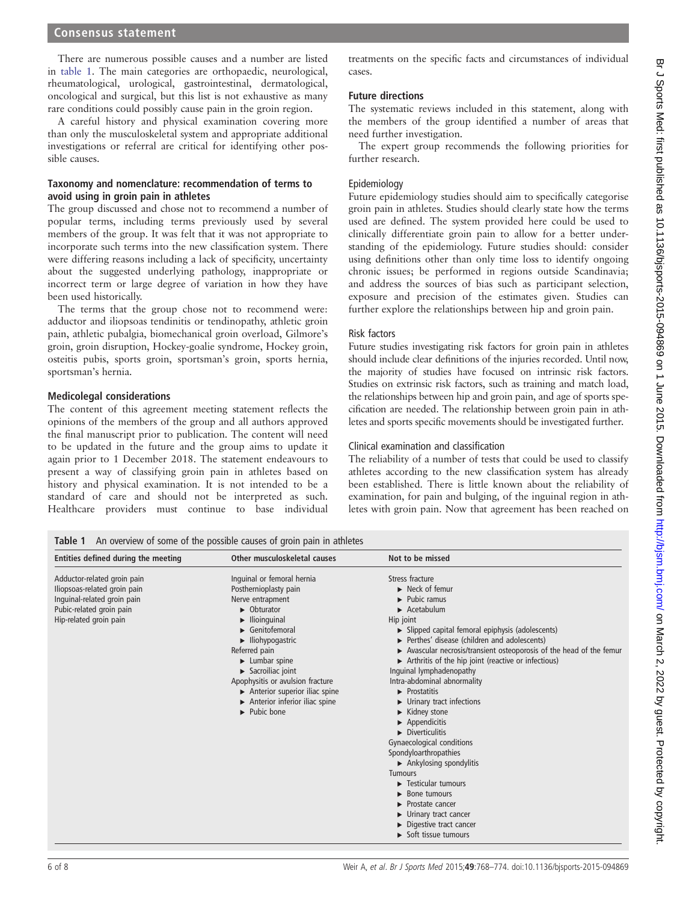There are numerous possible causes and a number are listed in table 1. The main categories are orthopaedic, neurological, rheumatological, urological, gastrointestinal, dermatological, oncological and surgical, but this list is not exhaustive as many rare conditions could possibly cause pain in the groin region.

A careful history and physical examination covering more than only the musculoskeletal system and appropriate additional investigations or referral are critical for identifying other possible causes.

### Taxonomy and nomenclature: recommendation of terms to avoid using in groin pain in athletes

The group discussed and chose not to recommend a number of popular terms, including terms previously used by several members of the group. It was felt that it was not appropriate to incorporate such terms into the new classification system. There were differing reasons including a lack of specificity, uncertainty about the suggested underlying pathology, inappropriate or incorrect term or large degree of variation in how they have been used historically.

The terms that the group chose not to recommend were: adductor and iliopsoas tendinitis or tendinopathy, athletic groin pain, athletic pubalgia, biomechanical groin overload, Gilmore's groin, groin disruption, Hockey-goalie syndrome, Hockey groin, osteitis pubis, sports groin, sportsman's groin, sports hernia, sportsman's hernia.

### Medicolegal considerations

The content of this agreement meeting statement reflects the opinions of the members of the group and all authors approved the final manuscript prior to publication. The content will need to be updated in the future and the group aims to update it again prior to 1 December 2018. The statement endeavours to present a way of classifying groin pain in athletes based on history and physical examination. It is not intended to be a standard of care and should not be interpreted as such. Healthcare providers must continue to base individual treatments on the specific facts and circumstances of individual cases.

### Future directions

The systematic reviews included in this statement, along with the members of the group identified a number of areas that need further investigation.

The expert group recommends the following priorities for further research.

#### Epidemiology

Future epidemiology studies should aim to specifically categorise groin pain in athletes. Studies should clearly state how the terms used are defined. The system provided here could be used to clinically differentiate groin pain to allow for a better understanding of the epidemiology. Future studies should: consider using definitions other than only time loss to identify ongoing chronic issues; be performed in regions outside Scandinavia; and address the sources of bias such as participant selection, exposure and precision of the estimates given. Studies can further explore the relationships between hip and groin pain.

#### Risk factors

Future studies investigating risk factors for groin pain in athletes should include clear definitions of the injuries recorded. Until now, the majority of studies have focused on intrinsic risk factors. Studies on extrinsic risk factors, such as training and match load, the relationships between hip and groin pain, and age of sports specification are needed. The relationship between groin pain in athletes and sports specific movements should be investigated further.

#### Clinical examination and classification

The reliability of a number of tests that could be used to classify athletes according to the new classification system has already been established. There is little known about the reliability of examination, for pain and bulging, of the inguinal region in athletes with groin pain. Now that agreement has been reached on

**Table 1** An overview of some of the possible causes of groin pain in athletes

| Entities defined during the meeting | Other musculoskeletal causes | Not to be missed |
|---|---|---|
| Adductor-related groin pain<br>Iliopsoas-related groin pain<br>Inguinal-related groin pain<br>Pubic-related groin pain<br>Hip-related groin pain | Inguinal or femoral hernia<br>Posthernioplasty pain<br>Nerve entrapment<br>► Obturator<br>► Ilioinguinal<br>► Genitofemoral<br>► Iliohypogastric<br>Referred pain<br>► Lumbar spine<br>► Sacroiliac joint<br>Apophysitis or avulsion fracture<br>► Anterior superior iliac spine<br>► Anterior inferior iliac spine<br>► Pubic bone | Stress fracture<br>► Neck of femur<br>► Pubic ramus<br>► Acetabulum<br>Hip joint<br>► Slipped capital femoral epiphysis (adolescents)<br>► Perthes' disease (children and adolescents)<br>► Avascular necrosis/transient osteoporosis of the head of the femur<br>► Arthritis of the hip joint (reactive or infectious)<br>Inguinal lymphadenopathy<br>Intra-abdominal abnormality<br>► Prostatitis<br>► Urinary tract infections<br>► Kidney stone<br>► Appendicitis<br>► Diverticulitis<br>Gynaecological conditions<br>Spondyloarthropathies<br>► Ankylosing spondylitis<br>Tumours<br>► Testicular tumours<br>► Bone tumours<br>► Prostate cancer<br>► Urinary tract cancer<br>► Digestive tract cancer<br>► Soft tissue tumours |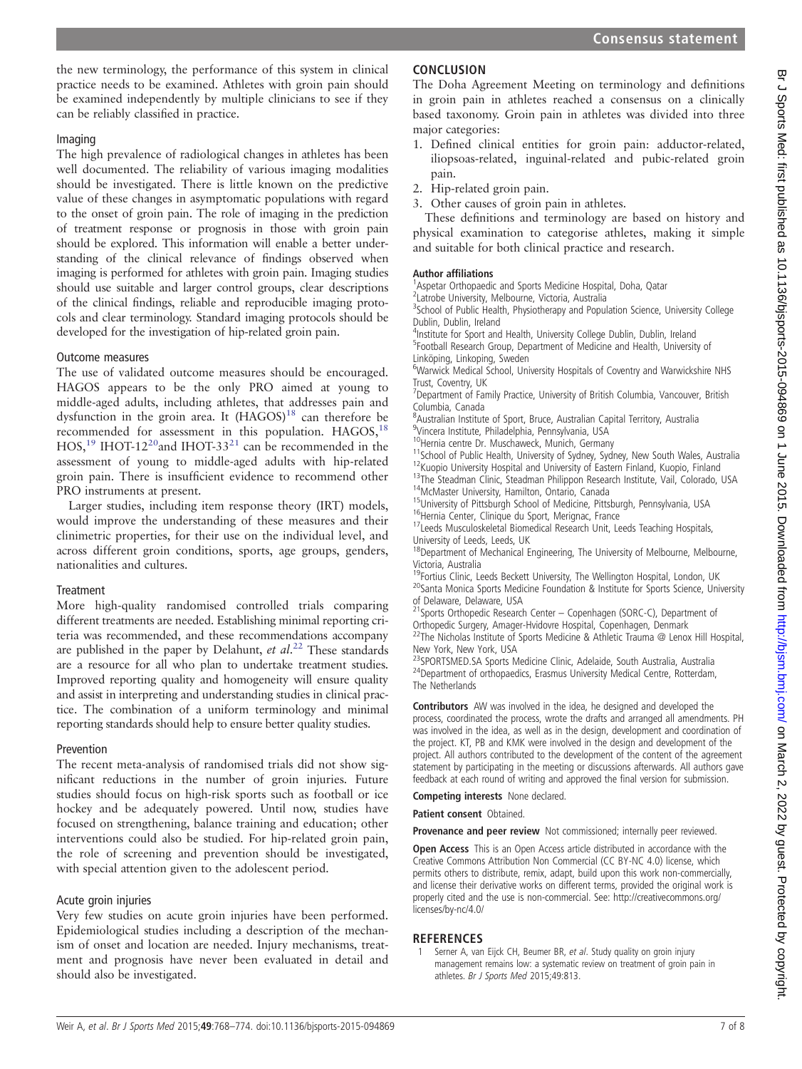the new terminology, the performance of this system in clinical practice needs to be examined. Athletes with groin pain should be examined independently by multiple clinicians to see if they can be reliably classified in practice.

### Imaging

The high prevalence of radiological changes in athletes has been well documented. The reliability of various imaging modalities should be investigated. There is little known on the predictive value of these changes in asymptomatic populations with regard to the onset of groin pain. The role of imaging in the prediction of treatment response or prognosis in those with groin pain should be explored. This information will enable a better understanding of the clinical relevance of findings observed when imaging is performed for athletes with groin pain. Imaging studies should use suitable and larger control groups, clear descriptions of the clinical findings, reliable and reproducible imaging protocols and clear terminology. Standard imaging protocols should be developed for the investigation of hip-related groin pain.

### Outcome measures

The use of validated outcome measures should be encouraged. HAGOS appears to be the only PRO aimed at young to middle-aged adults, including athletes, that addresses pain and dysfunction in the groin area. It (HAGOS)[18] can therefore be recommended for assessment in this population. HAGOS,[18] HOS,[19] IHOT-12[20] and IHOT-33[21] can be recommended in the assessment of young to middle-aged adults with hip-related groin pain. There is insufficient evidence to recommend other PRO instruments at present.

Larger studies, including item response theory (IRT) models, would improve the understanding of these measures and their clinimetric properties, for their use on the individual level, and across different groin conditions, sports, age groups, genders, nationalities and cultures.

### Treatment

More high-quality randomised controlled trials comparing different treatments are needed. Establishing minimal reporting criteria was recommended, and these recommendations accompany are published in the paper by Delahunt, *et al*.[22] These standards are a resource for all who plan to undertake treatment studies. Improved reporting quality and homogeneity will ensure quality and assist in interpreting and understanding studies in clinical practice. The combination of a uniform terminology and minimal reporting standards should help to ensure better quality studies.

### Prevention

The recent meta-analysis of randomised trials did not show significant reductions in the number of groin injuries. Future studies should focus on high-risk sports such as football or ice hockey and be adequately powered. Until now, studies have focused on strengthening, balance training and education; other interventions could also be studied. For hip-related groin pain, the role of screening and prevention should be investigated, with special attention given to the adolescent period.

### Acute groin injuries

Very few studies on acute groin injuries have been performed. Epidemiological studies including a description of the mechanism of onset and location are needed. Injury mechanisms, treatment and prognosis have never been evaluated in detail and should also be investigated.

## CONCLUSION

The Doha Agreement Meeting on terminology and definitions in groin pain in athletes reached a consensus on a clinically based taxonomy. Groin pain in athletes was divided into three major categories:

1. Defined clinical entities for groin pain: adductor-related, iliopsoas-related, inguinal-related and pubic-related groin pain.
2. Hip-related groin pain.
3. Other causes of groin pain in athletes.

These definitions and terminology are based on history and physical examination to categorise athletes, making it simple and suitable for both clinical practice and research.

**Author affiliations**
[1]Aspetar Orthopaedic and Sports Medicine Hospital, Doha, Qatar
[2]Latrobe University, Melbourne, Victoria, Australia
[3]School of Public Health, Physiotherapy and Population Science, University College Dublin, Dublin, Ireland
[4]Institute for Sport and Health, University College Dublin, Dublin, Ireland
[5]Football Research Group, Department of Medicine and Health, University of Linköping, Linkoping, Sweden
[6]Warwick Medical School, University Hospitals of Coventry and Warwickshire NHS Trust, Coventry, UK
[7]Department of Family Practice, University of British Columbia, Vancouver, British Columbia, Canada
[8]Australian Institute of Sport, Bruce, Australian Capital Territory, Australia
[9]Vincera Institute, Philadelphia, Pennsylvania, USA
[10]Hernia centre Dr. Muschaweck, Munich, Germany
[11]School of Public Health, University of Sydney, Sydney, New South Wales, Australia
[12]Kuopio University Hospital and University of Eastern Finland, Kuopio, Finland
[13]The Steadman Clinic, Steadman Philippon Research Institute, Vail, Colorado, USA
[14]McMaster University, Hamilton, Ontario, Canada
[15]University of Pittsburgh School of Medicine, Pittsburgh, Pennsylvania, USA
[16]Hernia Center, Clinique du Sport, Merignac, France
[17]Leeds Musculoskeletal Biomedical Research Unit, Leeds Teaching Hospitals, University of Leeds, Leeds, UK
[18]Department of Mechanical Engineering, The University of Melbourne, Melbourne, Victoria, Australia
[19]Fortius Clinic, Leeds Beckett University, The Wellington Hospital, London, UK
[20]Santa Monica Sports Medicine Foundation & Institute for Sports Science, University of Delaware, Delaware, USA
[21]Sports Orthopedic Research Center – Copenhagen (SORC-C), Department of Orthopedic Surgery, Amager-Hvidovre Hospital, Copenhagen, Denmark
[22]The Nicholas Institute of Sports Medicine & Athletic Trauma @ Lenox Hill Hospital, New York, New York, USA
[23]SPORTSMED.SA Sports Medicine Clinic, Adelaide, South Australia, Australia
[24]Department of orthopaedics, Erasmus University Medical Centre, Rotterdam, The Netherlands

**Contributors** AW was involved in the idea, he designed and developed the process, coordinated the process, wrote the drafts and arranged all amendments. PH was involved in the idea, as well as in the design, development and coordination of the project. KT, PB and KMK were involved in the design and development of the project. All authors contributed to the development of the content of the agreement statement by participating in the meeting or discussions afterwards. All authors gave feedback at each round of writing and approved the final version for submission.

**Competing interests** None declared.

**Patient consent** Obtained.

**Provenance and peer review** Not commissioned; internally peer reviewed.

**Open Access** This is an Open Access article distributed in accordance with the Creative Commons Attribution Non Commercial (CC BY-NC 4.0) license, which permits others to distribute, remix, adapt, build upon this work non-commercially, and license their derivative works on different terms, provided the original work is properly cited and the use is non-commercial. See: http://creativecommons.org/licenses/by-nc/4.0/

## REFERENCES

1. Serner A, van Eijck CH, Beumer BR, *et al*. Study quality on groin injury management remains low: a systematic review on treatment of groin pain in athletes. *Br J Sports Med* 2015;49:813.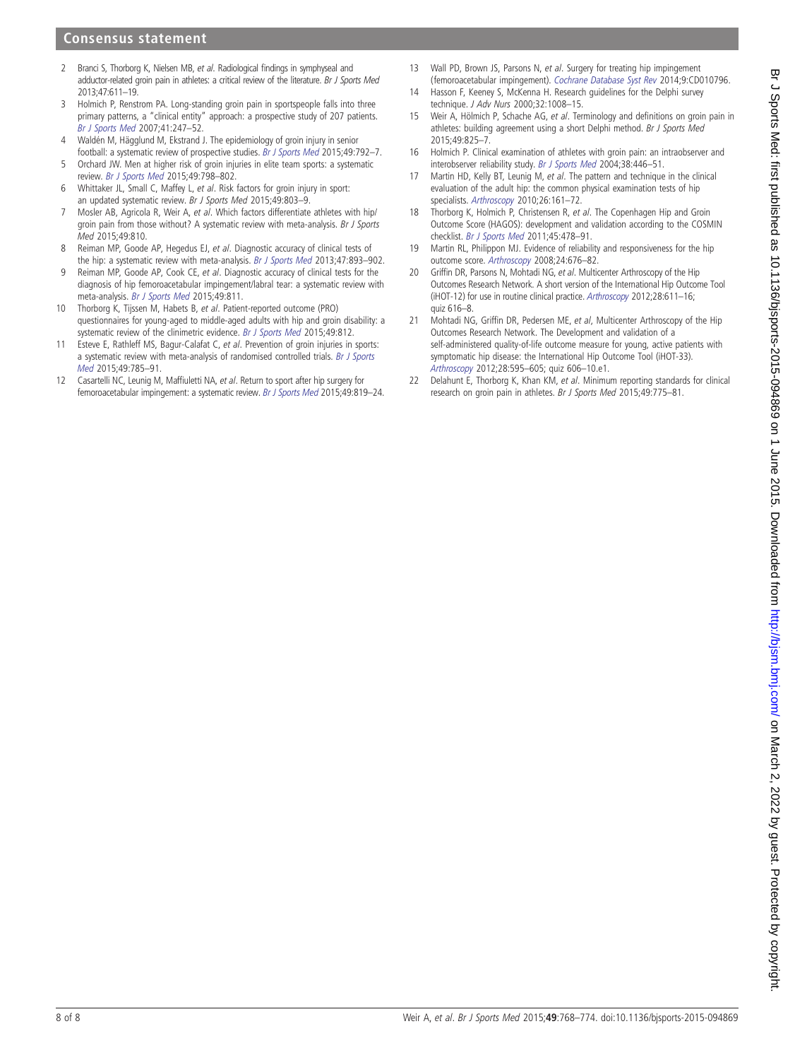2. Branci S, Thorborg K, Nielsen MB, *et al*. Radiological findings in symphyseal and adductor-related groin pain in athletes: a critical review of the literature. *Br J Sports Med* 2013;47:611–19.
3. Holmich P, Renstrom PA. Long-standing groin pain in sportspeople falls into three primary patterns, a "clinical entity" approach: a prospective study of 207 patients. *Br J Sports Med* 2007;41:247–52.
4. Waldén M, Hägglund M, Ekstrand J. The epidemiology of groin injury in senior football: a systematic review of prospective studies. *Br J Sports Med* 2015;49:792–7.
5. Orchard JW. Men at higher risk of groin injuries in elite team sports: a systematic review. *Br J Sports Med* 2015;49:798–802.
6. Whittaker JL, Small C, Maffey L, *et al*. Risk factors for groin injury in sport: an updated systematic review. *Br J Sports Med* 2015;49:803–9.
7. Mosler AB, Agricola R, Weir A, *et al*. Which factors differentiate athletes with hip/groin pain from those without? A systematic review with meta-analysis. *Br J Sports Med* 2015;49:810.
8. Reiman MP, Goode AP, Hegedus EJ, *et al*. Diagnostic accuracy of clinical tests of the hip: a systematic review with meta-analysis. *Br J Sports Med* 2013;47:893–902.
9. Reiman MP, Goode AP, Cook CE, *et al*. Diagnostic accuracy of clinical tests for the diagnosis of hip femoroacetabular impingement/labral tear: a systematic review with meta-analysis. *Br J Sports Med* 2015;49:811.
10. Thorborg K, Tijssen M, Habets B, *et al*. Patient-reported outcome (PRO) questionnaires for young-aged to middle-aged adults with hip and groin disability: a systematic review of the clinimetric evidence. *Br J Sports Med* 2015;49:812.
11. Esteve E, Rathleff MS, Bagur-Calafat C, *et al*. Prevention of groin injuries in sports: a systematic review with meta-analysis of randomised controlled trials. *Br J Sports Med* 2015;49:785–91.
12. Casartelli NC, Leunig M, Maffiuletti NA, *et al*. Return to sport after hip surgery for femoroacetabular impingement: a systematic review. *Br J Sports Med* 2015;49:819–24.
13. Wall PD, Brown JS, Parsons N, *et al*. Surgery for treating hip impingement (femoroacetabular impingement). *Cochrane Database Syst Rev* 2014;9:CD010796.
14. Hasson F, Keeney S, McKenna H. Research guidelines for the Delphi survey technique. *J Adv Nurs* 2000;32:1008–15.
15. Weir A, Hölmich P, Schache AG, *et al*. Terminology and definitions on groin pain in athletes: building agreement using a short Delphi method. *Br J Sports Med* 2015;49:825–7.
16. Holmich P. Clinical examination of athletes with groin pain: an intraobserver and interobserver reliability study. *Br J Sports Med* 2004;38:446–51.
17. Martin HD, Kelly BT, Leunig M, *et al*. The pattern and technique in the clinical evaluation of the adult hip: the common physical examination tests of hip specialists. *Arthroscopy* 2010;26:161–72.
18. Thorborg K, Holmich P, Christensen R, *et al*. The Copenhagen Hip and Groin Outcome Score (HAGOS): development and validation according to the COSMIN checklist. *Br J Sports Med* 2011;45:478–91.
19. Martin RL, Philippon MJ. Evidence of reliability and responsiveness for the hip outcome score. *Arthroscopy* 2008;24:676–82.
20. Griffin DR, Parsons N, Mohtadi NG, *et al*. Multicenter Arthroscopy of the Hip Outcomes Research Network. A short version of the International Hip Outcome Tool (iHOT-12) for use in routine clinical practice. *Arthroscopy* 2012;28:611–16; quiz 616–8.
21. Mohtadi NG, Griffin DR, Pedersen ME, *et al*, Multicenter Arthroscopy of the Hip Outcomes Research Network. The Development and validation of a self-administered quality-of-life outcome measure for young, active patients with symptomatic hip disease: the International Hip Outcome Tool (iHOT-33). *Arthroscopy* 2012;28:595–605; quiz 606–10.e1.
22. Delahunt E, Thorborg K, Khan KM, *et al*. Minimum reporting standards for clinical research on groin pain in athletes. *Br J Sports Med* 2015;49:775–81.